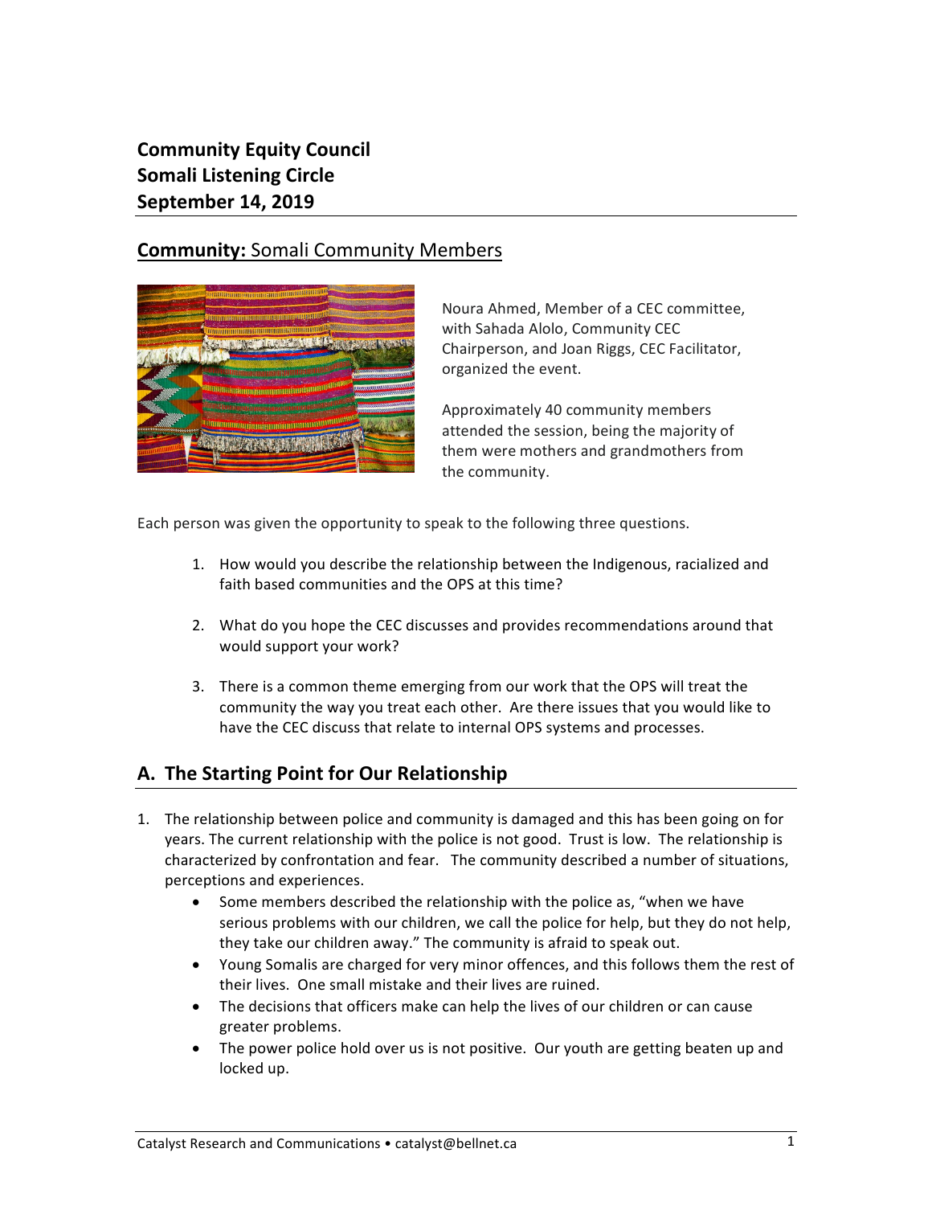**Community Equity Council**
**Somali Listening Circle**
**September 14, 2019**

## Community: Somali Community Members

Noura Ahmed, Member of a CEC committee, with Sahada Alolo, Community CEC Chairperson, and Joan Riggs, CEC Facilitator, organized the event.

Approximately 40 community members attended the session, being the majority of them were mothers and grandmothers from the community.

Each person was given the opportunity to speak to the following three questions.

1. How would you describe the relationship between the Indigenous, racialized and faith based communities and the OPS at this time?

2. What do you hope the CEC discusses and provides recommendations around that would support your work?

3. There is a common theme emerging from our work that the OPS will treat the community the way you treat each other. Are there issues that you would like to have the CEC discuss that relate to internal OPS systems and processes.

## A. The Starting Point for Our Relationship

1. The relationship between police and community is damaged and this has been going on for years. The current relationship with the police is not good. Trust is low. The relationship is characterized by confrontation and fear. The community described a number of situations, perceptions and experiences.
   - Some members described the relationship with the police as, "when we have serious problems with our children, we call the police for help, but they do not help, they take our children away." The community is afraid to speak out.
   - Young Somalis are charged for very minor offences, and this follows them the rest of their lives. One small mistake and their lives are ruined.
   - The decisions that officers make can help the lives of our children or can cause greater problems.
   - The power police hold over us is not positive. Our youth are getting beaten up and locked up.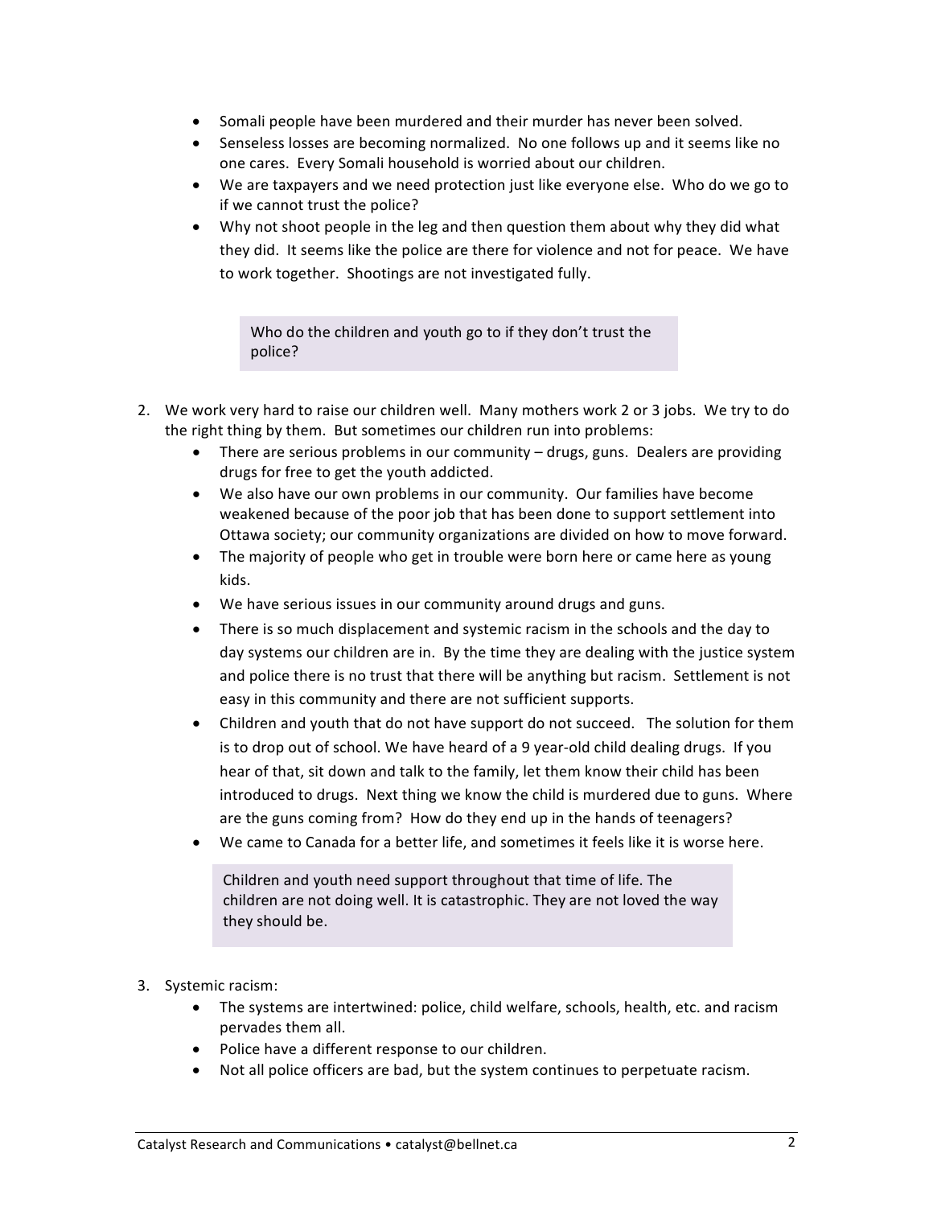- Somali people have been murdered and their murder has never been solved.
- Senseless losses are becoming normalized. No one follows up and it seems like no one cares. Every Somali household is worried about our children.
- We are taxpayers and we need protection just like everyone else. Who do we go to if we cannot trust the police?
- Why not shoot people in the leg and then question them about why they did what they did. It seems like the police are there for violence and not for peace. We have to work together. Shootings are not investigated fully.

> Who do the children and youth go to if they don't trust the police?

2. We work very hard to raise our children well. Many mothers work 2 or 3 jobs. We try to do the right thing by them. But sometimes our children run into problems:
   - There are serious problems in our community – drugs, guns. Dealers are providing drugs for free to get the youth addicted.
   - We also have our own problems in our community. Our families have become weakened because of the poor job that has been done to support settlement into Ottawa society; our community organizations are divided on how to move forward.
   - The majority of people who get in trouble were born here or came here as young kids.
   - We have serious issues in our community around drugs and guns.
   - There is so much displacement and systemic racism in the schools and the day to day systems our children are in. By the time they are dealing with the justice system and police there is no trust that there will be anything but racism. Settlement is not easy in this community and there are not sufficient supports.
   - Children and youth that do not have support do not succeed. The solution for them is to drop out of school. We have heard of a 9 year-old child dealing drugs. If you hear of that, sit down and talk to the family, let them know their child has been introduced to drugs. Next thing we know the child is murdered due to guns. Where are the guns coming from? How do they end up in the hands of teenagers?
   - We came to Canada for a better life, and sometimes it feels like it is worse here.

> Children and youth need support throughout that time of life. The children are not doing well. It is catastrophic. They are not loved the way they should be.

3. Systemic racism:
   - The systems are intertwined: police, child welfare, schools, health, etc. and racism pervades them all.
   - Police have a different response to our children.
   - Not all police officers are bad, but the system continues to perpetuate racism.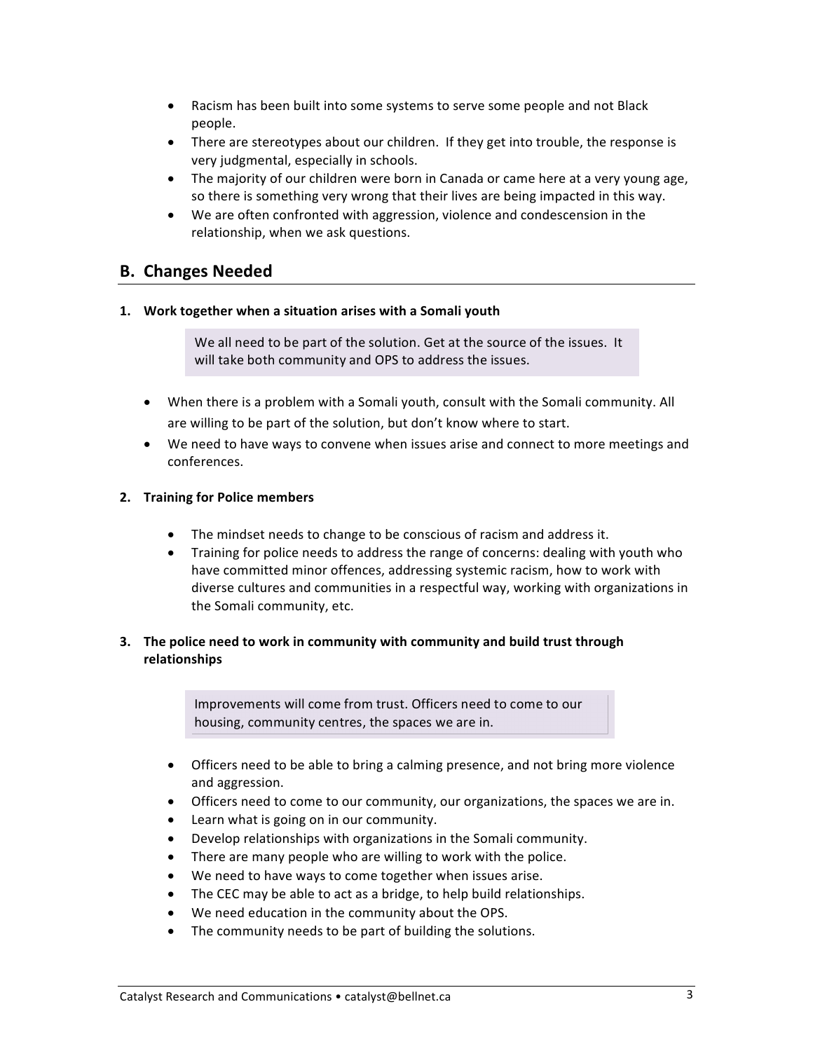- Racism has been built into some systems to serve some people and not Black people.
- There are stereotypes about our children. If they get into trouble, the response is very judgmental, especially in schools.
- The majority of our children were born in Canada or came here at a very young age, so there is something very wrong that their lives are being impacted in this way.
- We are often confronted with aggression, violence and condescension in the relationship, when we ask questions.

## B. Changes Needed

**1. Work together when a situation arises with a Somali youth**

> We all need to be part of the solution. Get at the source of the issues. It will take both community and OPS to address the issues.

- When there is a problem with a Somali youth, consult with the Somali community. All are willing to be part of the solution, but don't know where to start.
- We need to have ways to convene when issues arise and connect to more meetings and conferences.

**2. Training for Police members**

- The mindset needs to change to be conscious of racism and address it.
- Training for police needs to address the range of concerns: dealing with youth who have committed minor offences, addressing systemic racism, how to work with diverse cultures and communities in a respectful way, working with organizations in the Somali community, etc.

**3. The police need to work in community with community and build trust through relationships**

> Improvements will come from trust. Officers need to come to our housing, community centres, the spaces we are in.

- Officers need to be able to bring a calming presence, and not bring more violence and aggression.
- Officers need to come to our community, our organizations, the spaces we are in.
- Learn what is going on in our community.
- Develop relationships with organizations in the Somali community.
- There are many people who are willing to work with the police.
- We need to have ways to come together when issues arise.
- The CEC may be able to act as a bridge, to help build relationships.
- We need education in the community about the OPS.
- The community needs to be part of building the solutions.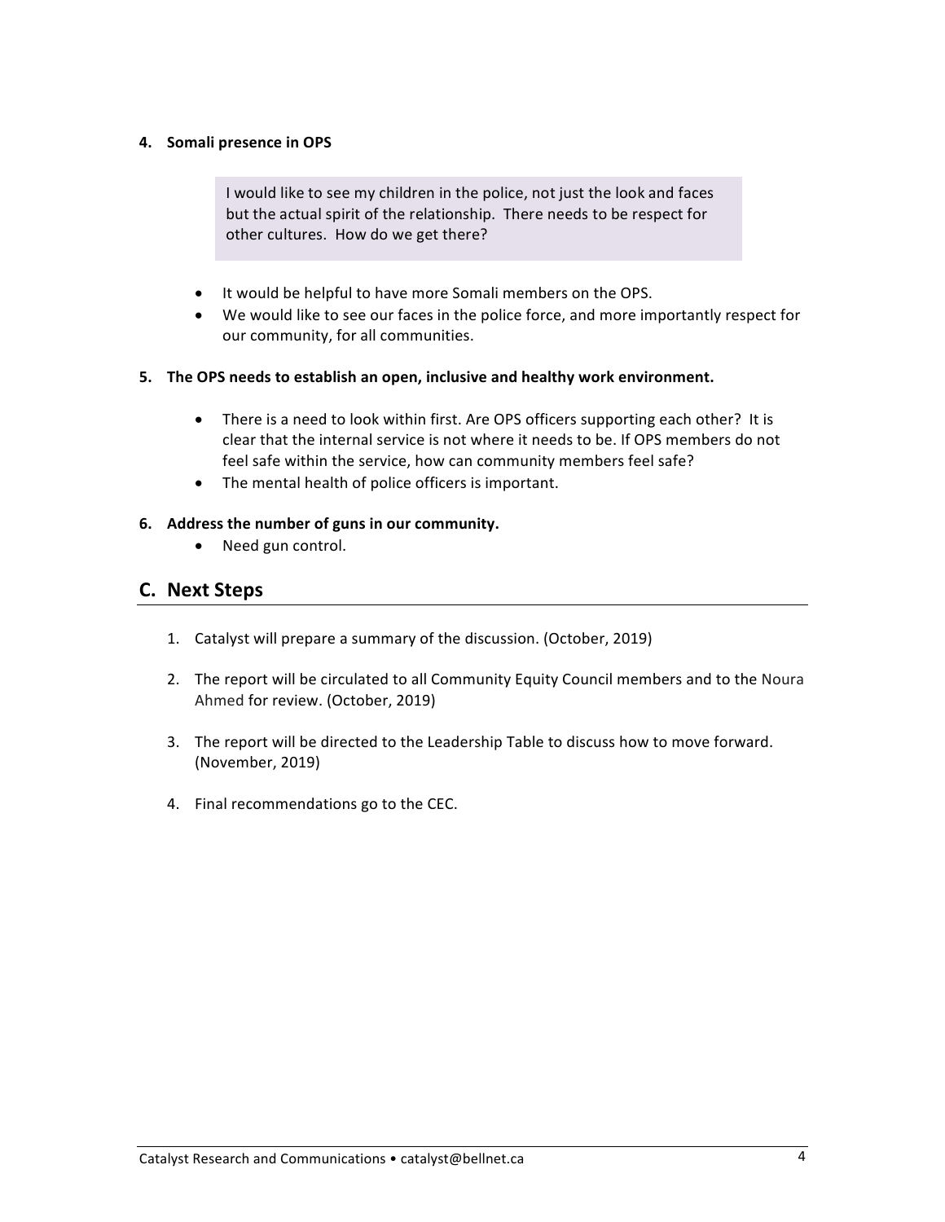**4. Somali presence in OPS**

> I would like to see my children in the police, not just the look and faces but the actual spirit of the relationship. There needs to be respect for other cultures. How do we get there?

- It would be helpful to have more Somali members on the OPS.
- We would like to see our faces in the police force, and more importantly respect for our community, for all communities.

**5. The OPS needs to establish an open, inclusive and healthy work environment.**

- There is a need to look within first. Are OPS officers supporting each other? It is clear that the internal service is not where it needs to be. If OPS members do not feel safe within the service, how can community members feel safe?
- The mental health of police officers is important.

**6. Address the number of guns in our community.**

- Need gun control.

## C. Next Steps

1. Catalyst will prepare a summary of the discussion. (October, 2019)
2. The report will be circulated to all Community Equity Council members and to the Noura Ahmed for review. (October, 2019)
3. The report will be directed to the Leadership Table to discuss how to move forward. (November, 2019)
4. Final recommendations go to the CEC.